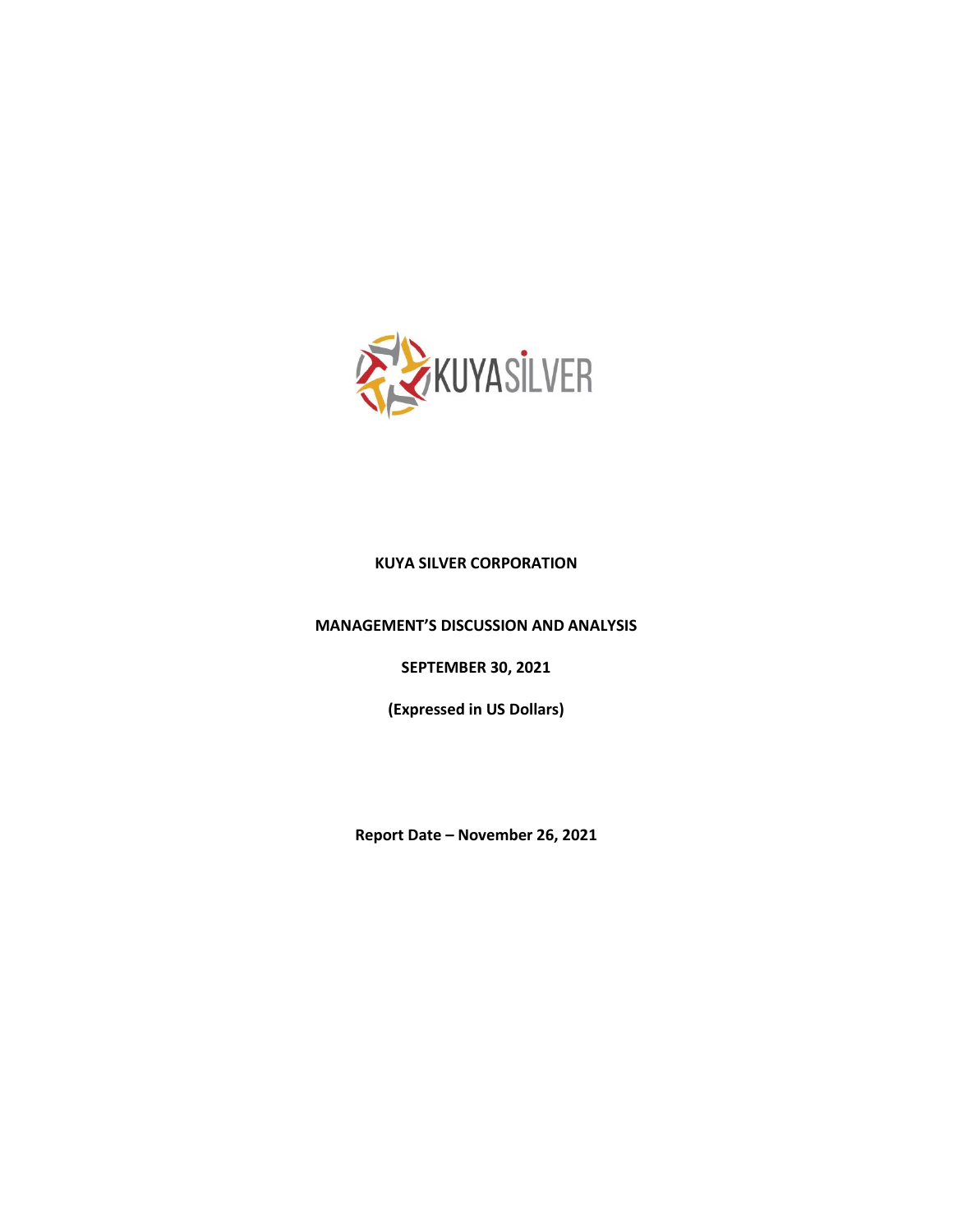# KUYA SILVER CORPORATION

## MANAGEMENT'S DISCUSSION AND ANALYSIS

**SEPTEMBER 30, 2021**

**(Expressed in US Dollars)**

**Report Date – November 26, 2021**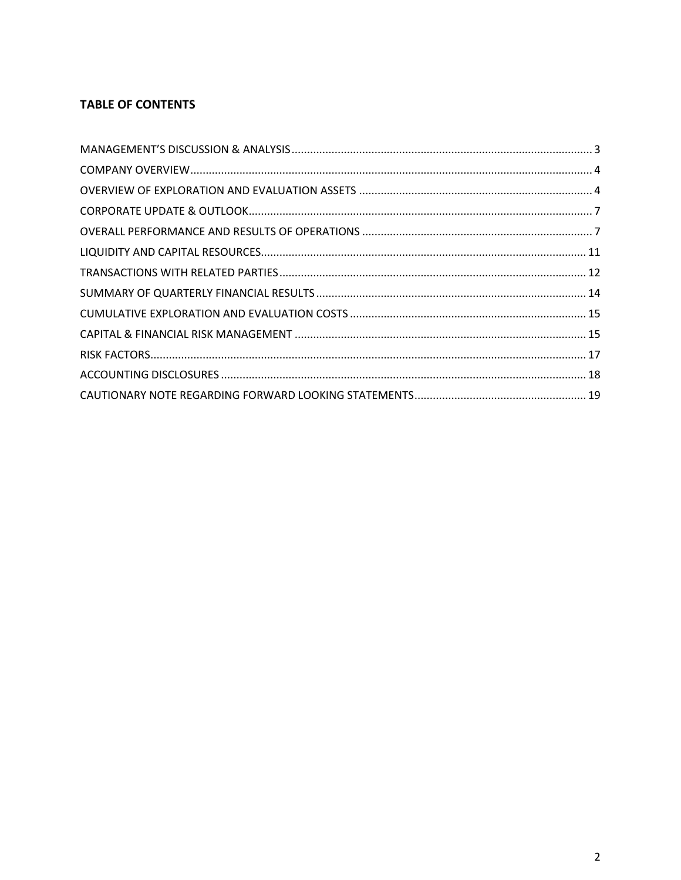## TABLE OF CONTENTS

MANAGEMENT'S DISCUSSION & ANALYSIS ..... 3
COMPANY OVERVIEW ..... 4
OVERVIEW OF EXPLORATION AND EVALUATION ASSETS ..... 4
CORPORATE UPDATE & OUTLOOK ..... 7
OVERALL PERFORMANCE AND RESULTS OF OPERATIONS ..... 7
LIQUIDITY AND CAPITAL RESOURCES ..... 11
TRANSACTIONS WITH RELATED PARTIES ..... 12
SUMMARY OF QUARTERLY FINANCIAL RESULTS ..... 14
CUMULATIVE EXPLORATION AND EVALUATION COSTS ..... 15
CAPITAL & FINANCIAL RISK MANAGEMENT ..... 15
RISK FACTORS ..... 17
ACCOUNTING DISCLOSURES ..... 18
CAUTIONARY NOTE REGARDING FORWARD LOOKING STATEMENTS ..... 19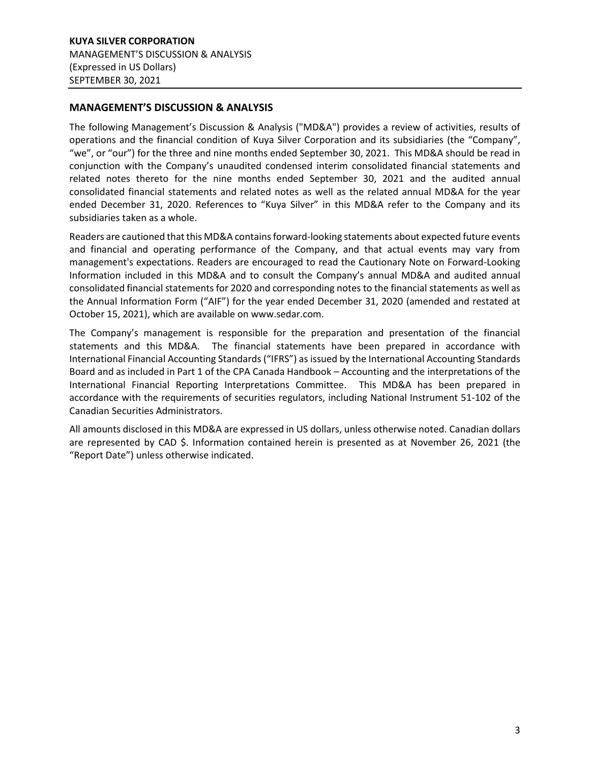## MANAGEMENT'S DISCUSSION & ANALYSIS

The following Management's Discussion & Analysis ("MD&A") provides a review of activities, results of operations and the financial condition of Kuya Silver Corporation and its subsidiaries (the "Company", "we", or "our") for the three and nine months ended September 30, 2021. This MD&A should be read in conjunction with the Company's unaudited condensed interim consolidated financial statements and related notes thereto for the nine months ended September 30, 2021 and the audited annual consolidated financial statements and related notes as well as the related annual MD&A for the year ended December 31, 2020. References to "Kuya Silver" in this MD&A refer to the Company and its subsidiaries taken as a whole.

Readers are cautioned that this MD&A contains forward-looking statements about expected future events and financial and operating performance of the Company, and that actual events may vary from management's expectations. Readers are encouraged to read the Cautionary Note on Forward-Looking Information included in this MD&A and to consult the Company's annual MD&A and audited annual consolidated financial statements for 2020 and corresponding notes to the financial statements as well as the Annual Information Form ("AIF") for the year ended December 31, 2020 (amended and restated at October 15, 2021), which are available on www.sedar.com.

The Company's management is responsible for the preparation and presentation of the financial statements and this MD&A. The financial statements have been prepared in accordance with International Financial Accounting Standards ("IFRS") as issued by the International Accounting Standards Board and as included in Part 1 of the CPA Canada Handbook – Accounting and the interpretations of the International Financial Reporting Interpretations Committee. This MD&A has been prepared in accordance with the requirements of securities regulators, including National Instrument 51-102 of the Canadian Securities Administrators.

All amounts disclosed in this MD&A are expressed in US dollars, unless otherwise noted. Canadian dollars are represented by CAD $. Information contained herein is presented as at November 26, 2021 (the "Report Date") unless otherwise indicated.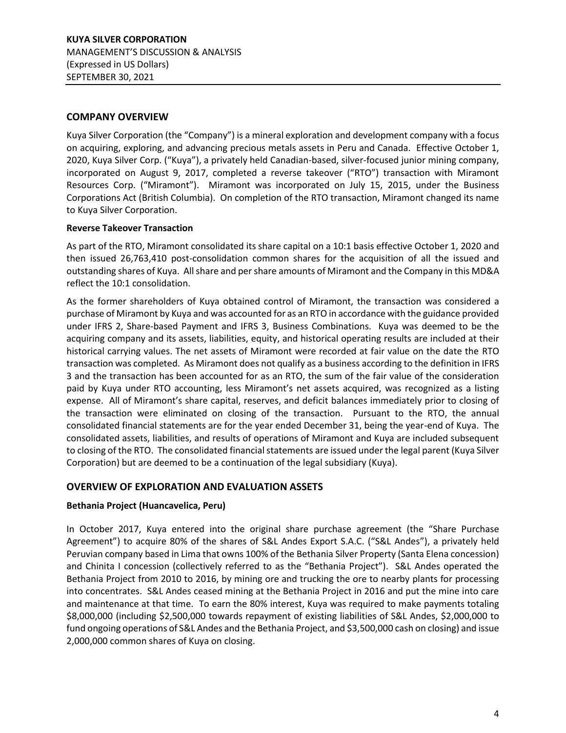## COMPANY OVERVIEW

Kuya Silver Corporation (the "Company") is a mineral exploration and development company with a focus on acquiring, exploring, and advancing precious metals assets in Peru and Canada. Effective October 1, 2020, Kuya Silver Corp. ("Kuya"), a privately held Canadian-based, silver-focused junior mining company, incorporated on August 9, 2017, completed a reverse takeover ("RTO") transaction with Miramont Resources Corp. ("Miramont"). Miramont was incorporated on July 15, 2015, under the Business Corporations Act (British Columbia). On completion of the RTO transaction, Miramont changed its name to Kuya Silver Corporation.

**Reverse Takeover Transaction**

As part of the RTO, Miramont consolidated its share capital on a 10:1 basis effective October 1, 2020 and then issued 26,763,410 post-consolidation common shares for the acquisition of all the issued and outstanding shares of Kuya. All share and per share amounts of Miramont and the Company in this MD&A reflect the 10:1 consolidation.

As the former shareholders of Kuya obtained control of Miramont, the transaction was considered a purchase of Miramont by Kuya and was accounted for as an RTO in accordance with the guidance provided under IFRS 2, Share-based Payment and IFRS 3, Business Combinations. Kuya was deemed to be the acquiring company and its assets, liabilities, equity, and historical operating results are included at their historical carrying values. The net assets of Miramont were recorded at fair value on the date the RTO transaction was completed. As Miramont does not qualify as a business according to the definition in IFRS 3 and the transaction has been accounted for as an RTO, the sum of the fair value of the consideration paid by Kuya under RTO accounting, less Miramont's net assets acquired, was recognized as a listing expense. All of Miramont's share capital, reserves, and deficit balances immediately prior to closing of the transaction were eliminated on closing of the transaction. Pursuant to the RTO, the annual consolidated financial statements are for the year ended December 31, being the year-end of Kuya. The consolidated assets, liabilities, and results of operations of Miramont and Kuya are included subsequent to closing of the RTO. The consolidated financial statements are issued under the legal parent (Kuya Silver Corporation) but are deemed to be a continuation of the legal subsidiary (Kuya).

## OVERVIEW OF EXPLORATION AND EVALUATION ASSETS

**Bethania Project (Huancavelica, Peru)**

In October 2017, Kuya entered into the original share purchase agreement (the "Share Purchase Agreement") to acquire 80% of the shares of S&L Andes Export S.A.C. ("S&L Andes"), a privately held Peruvian company based in Lima that owns 100% of the Bethania Silver Property (Santa Elena concession) and Chinita I concession (collectively referred to as the "Bethania Project"). S&L Andes operated the Bethania Project from 2010 to 2016, by mining ore and trucking the ore to nearby plants for processing into concentrates. S&L Andes ceased mining at the Bethania Project in 2016 and put the mine into care and maintenance at that time. To earn the 80% interest, Kuya was required to make payments totaling \$8,000,000 (including \$2,500,000 towards repayment of existing liabilities of S&L Andes, \$2,000,000 to fund ongoing operations of S&L Andes and the Bethania Project, and \$3,500,000 cash on closing) and issue 2,000,000 common shares of Kuya on closing.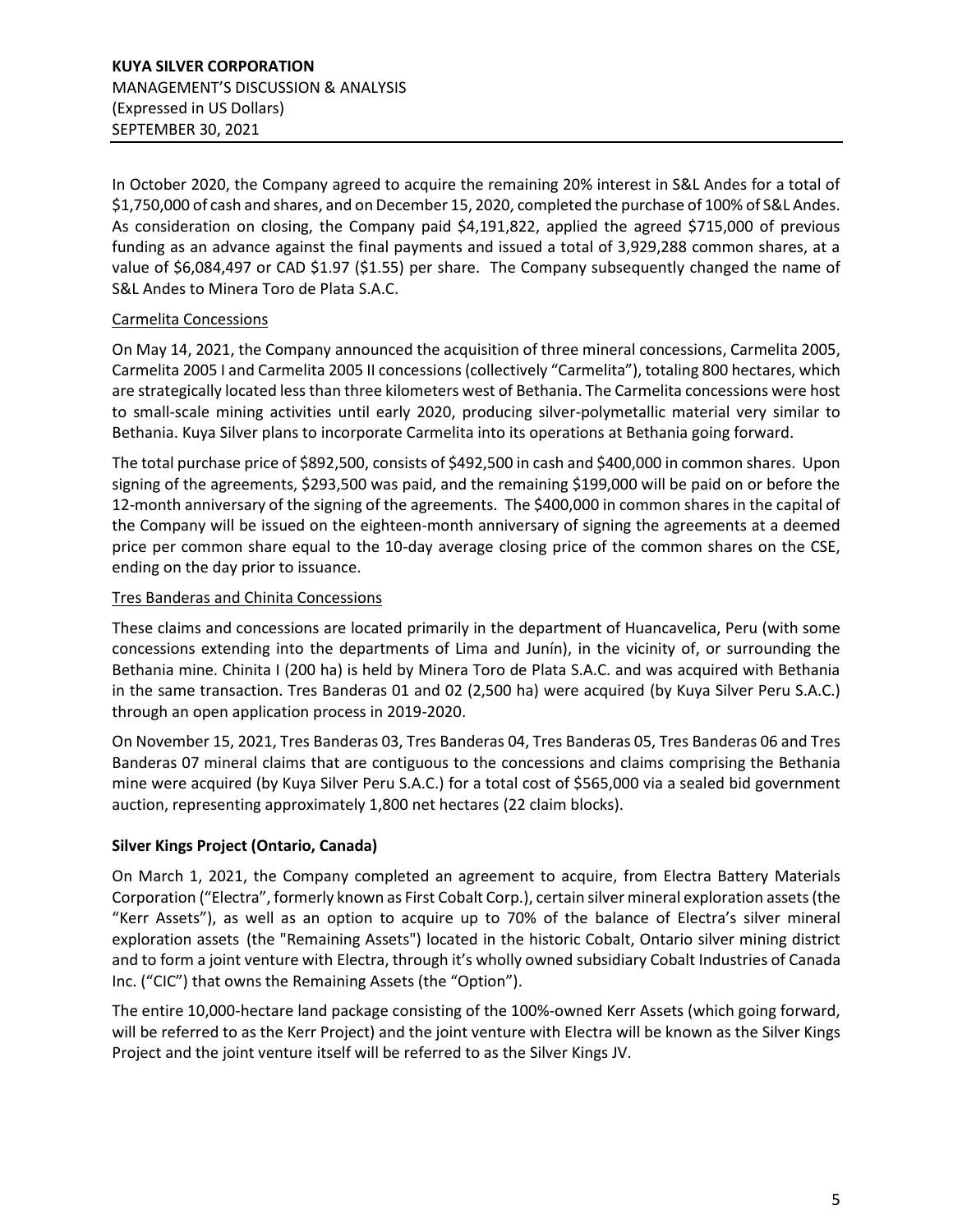In October 2020, the Company agreed to acquire the remaining 20% interest in S&L Andes for a total of $1,750,000 of cash and shares, and on December 15, 2020, completed the purchase of 100% of S&L Andes. As consideration on closing, the Company paid $4,191,822, applied the agreed $715,000 of previous funding as an advance against the final payments and issued a total of 3,929,288 common shares, at a value of $6,084,497 or CAD $1.97 ($1.55) per share. The Company subsequently changed the name of S&L Andes to Minera Toro de Plata S.A.C.

### Carmelita Concessions

On May 14, 2021, the Company announced the acquisition of three mineral concessions, Carmelita 2005, Carmelita 2005 I and Carmelita 2005 II concessions (collectively "Carmelita"), totaling 800 hectares, which are strategically located less than three kilometers west of Bethania. The Carmelita concessions were host to small-scale mining activities until early 2020, producing silver-polymetallic material very similar to Bethania. Kuya Silver plans to incorporate Carmelita into its operations at Bethania going forward.

The total purchase price of $892,500, consists of $492,500 in cash and $400,000 in common shares. Upon signing of the agreements, $293,500 was paid, and the remaining $199,000 will be paid on or before the 12-month anniversary of the signing of the agreements. The $400,000 in common shares in the capital of the Company will be issued on the eighteen-month anniversary of signing the agreements at a deemed price per common share equal to the 10-day average closing price of the common shares on the CSE, ending on the day prior to issuance.

### Tres Banderas and Chinita Concessions

These claims and concessions are located primarily in the department of Huancavelica, Peru (with some concessions extending into the departments of Lima and Junín), in the vicinity of, or surrounding the Bethania mine. Chinita I (200 ha) is held by Minera Toro de Plata S.A.C. and was acquired with Bethania in the same transaction. Tres Banderas 01 and 02 (2,500 ha) were acquired (by Kuya Silver Peru S.A.C.) through an open application process in 2019-2020.

On November 15, 2021, Tres Banderas 03, Tres Banderas 04, Tres Banderas 05, Tres Banderas 06 and Tres Banderas 07 mineral claims that are contiguous to the concessions and claims comprising the Bethania mine were acquired (by Kuya Silver Peru S.A.C.) for a total cost of $565,000 via a sealed bid government auction, representing approximately 1,800 net hectares (22 claim blocks).

## Silver Kings Project (Ontario, Canada)

On March 1, 2021, the Company completed an agreement to acquire, from Electra Battery Materials Corporation ("Electra", formerly known as First Cobalt Corp.), certain silver mineral exploration assets (the "Kerr Assets"), as well as an option to acquire up to 70% of the balance of Electra's silver mineral exploration assets (the "Remaining Assets") located in the historic Cobalt, Ontario silver mining district and to form a joint venture with Electra, through it's wholly owned subsidiary Cobalt Industries of Canada Inc. ("CIC") that owns the Remaining Assets (the "Option").

The entire 10,000-hectare land package consisting of the 100%-owned Kerr Assets (which going forward, will be referred to as the Kerr Project) and the joint venture with Electra will be known as the Silver Kings Project and the joint venture itself will be referred to as the Silver Kings JV.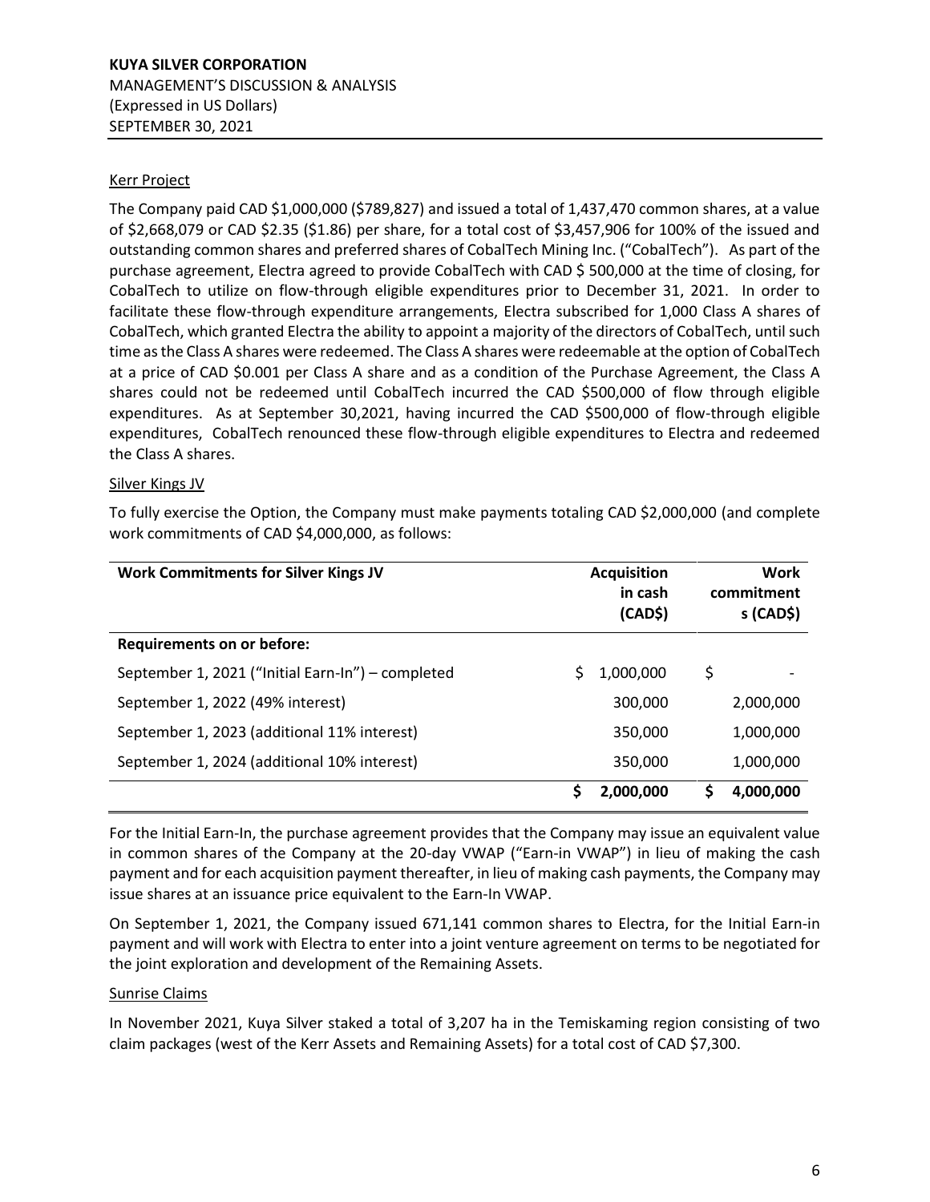## Kerr Project

The Company paid CAD $1,000,000 ($789,827) and issued a total of 1,437,470 common shares, at a value of $2,668,079 or CAD $2.35 ($1.86) per share, for a total cost of $3,457,906 for 100% of the issued and outstanding common shares and preferred shares of CobalTech Mining Inc. ("CobalTech"). As part of the purchase agreement, Electra agreed to provide CobalTech with CAD $ 500,000 at the time of closing, for CobalTech to utilize on flow-through eligible expenditures prior to December 31, 2021. In order to facilitate these flow-through expenditure arrangements, Electra subscribed for 1,000 Class A shares of CobalTech, which granted Electra the ability to appoint a majority of the directors of CobalTech, until such time as the Class A shares were redeemed. The Class A shares were redeemable at the option of CobalTech at a price of CAD $0.001 per Class A share and as a condition of the Purchase Agreement, the Class A shares could not be redeemed until CobalTech incurred the CAD $500,000 of flow through eligible expenditures. As at September 30,2021, having incurred the CAD $500,000 of flow-through eligible expenditures, CobalTech renounced these flow-through eligible expenditures to Electra and redeemed the Class A shares.

## Silver Kings JV

To fully exercise the Option, the Company must make payments totaling CAD $2,000,000 (and complete work commitments of CAD $4,000,000, as follows:

| Work Commitments for Silver Kings JV | Acquisition in cash (CAD$) | Work commitment s (CAD$) |
|---|---|---|
| **Requirements on or before:** | | |
| September 1, 2021 ("Initial Earn-In") – completed | $ 1,000,000 | $ - |
| September 1, 2022 (49% interest) | 300,000 | 2,000,000 |
| September 1, 2023 (additional 11% interest) | 350,000 | 1,000,000 |
| September 1, 2024 (additional 10% interest) | 350,000 | 1,000,000 |
| | **$ 2,000,000** | **$ 4,000,000** |

For the Initial Earn-In, the purchase agreement provides that the Company may issue an equivalent value in common shares of the Company at the 20-day VWAP ("Earn-in VWAP") in lieu of making the cash payment and for each acquisition payment thereafter, in lieu of making cash payments, the Company may issue shares at an issuance price equivalent to the Earn-In VWAP.

On September 1, 2021, the Company issued 671,141 common shares to Electra, for the Initial Earn-in payment and will work with Electra to enter into a joint venture agreement on terms to be negotiated for the joint exploration and development of the Remaining Assets.

## Sunrise Claims

In November 2021, Kuya Silver staked a total of 3,207 ha in the Temiskaming region consisting of two claim packages (west of the Kerr Assets and Remaining Assets) for a total cost of CAD $7,300.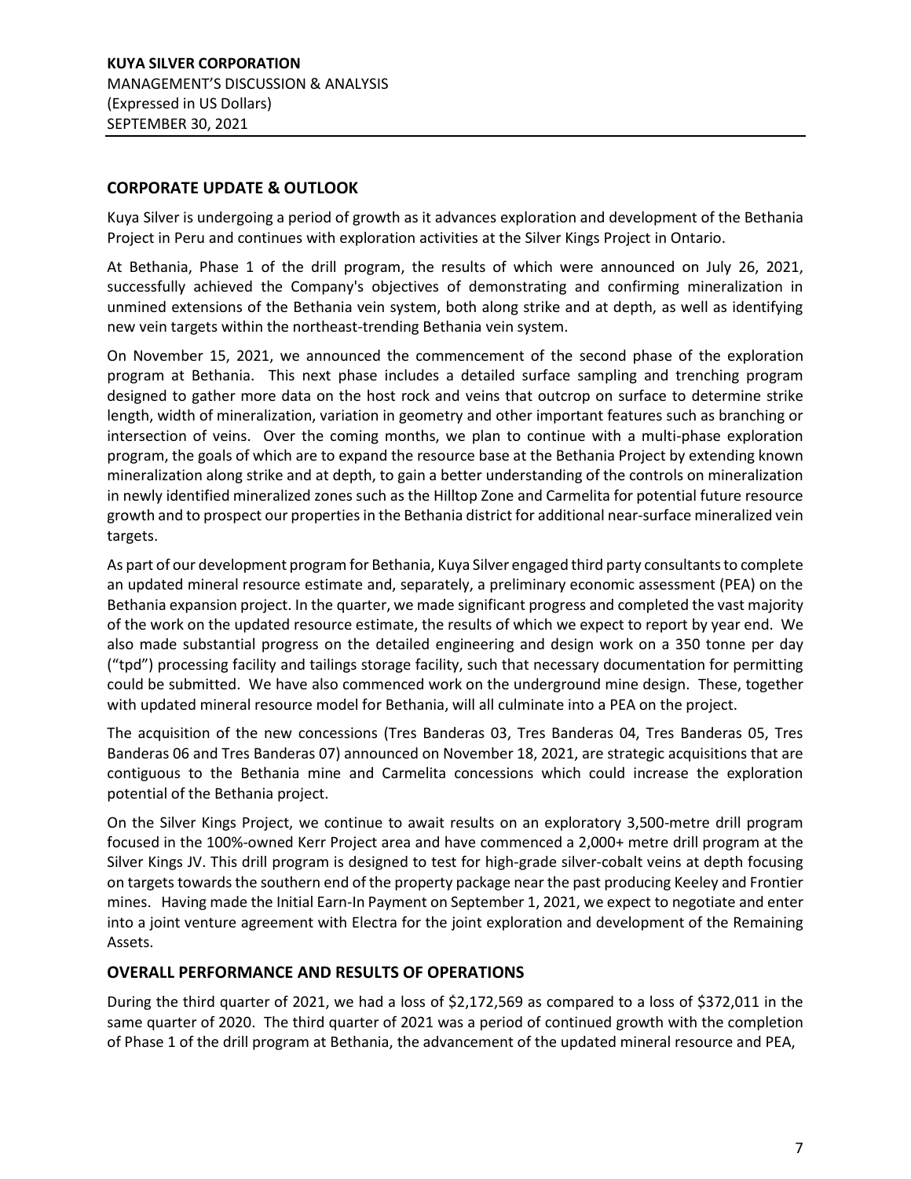## CORPORATE UPDATE & OUTLOOK

Kuya Silver is undergoing a period of growth as it advances exploration and development of the Bethania Project in Peru and continues with exploration activities at the Silver Kings Project in Ontario.

At Bethania, Phase 1 of the drill program, the results of which were announced on July 26, 2021, successfully achieved the Company's objectives of demonstrating and confirming mineralization in unmined extensions of the Bethania vein system, both along strike and at depth, as well as identifying new vein targets within the northeast-trending Bethania vein system.

On November 15, 2021, we announced the commencement of the second phase of the exploration program at Bethania. This next phase includes a detailed surface sampling and trenching program designed to gather more data on the host rock and veins that outcrop on surface to determine strike length, width of mineralization, variation in geometry and other important features such as branching or intersection of veins. Over the coming months, we plan to continue with a multi-phase exploration program, the goals of which are to expand the resource base at the Bethania Project by extending known mineralization along strike and at depth, to gain a better understanding of the controls on mineralization in newly identified mineralized zones such as the Hilltop Zone and Carmelita for potential future resource growth and to prospect our properties in the Bethania district for additional near-surface mineralized vein targets.

As part of our development program for Bethania, Kuya Silver engaged third party consultants to complete an updated mineral resource estimate and, separately, a preliminary economic assessment (PEA) on the Bethania expansion project. In the quarter, we made significant progress and completed the vast majority of the work on the updated resource estimate, the results of which we expect to report by year end. We also made substantial progress on the detailed engineering and design work on a 350 tonne per day ("tpd") processing facility and tailings storage facility, such that necessary documentation for permitting could be submitted. We have also commenced work on the underground mine design. These, together with updated mineral resource model for Bethania, will all culminate into a PEA on the project.

The acquisition of the new concessions (Tres Banderas 03, Tres Banderas 04, Tres Banderas 05, Tres Banderas 06 and Tres Banderas 07) announced on November 18, 2021, are strategic acquisitions that are contiguous to the Bethania mine and Carmelita concessions which could increase the exploration potential of the Bethania project.

On the Silver Kings Project, we continue to await results on an exploratory 3,500-metre drill program focused in the 100%-owned Kerr Project area and have commenced a 2,000+ metre drill program at the Silver Kings JV. This drill program is designed to test for high-grade silver-cobalt veins at depth focusing on targets towards the southern end of the property package near the past producing Keeley and Frontier mines. Having made the Initial Earn-In Payment on September 1, 2021, we expect to negotiate and enter into a joint venture agreement with Electra for the joint exploration and development of the Remaining Assets.

## OVERALL PERFORMANCE AND RESULTS OF OPERATIONS

During the third quarter of 2021, we had a loss of $2,172,569 as compared to a loss of $372,011 in the same quarter of 2020. The third quarter of 2021 was a period of continued growth with the completion of Phase 1 of the drill program at Bethania, the advancement of the updated mineral resource and PEA,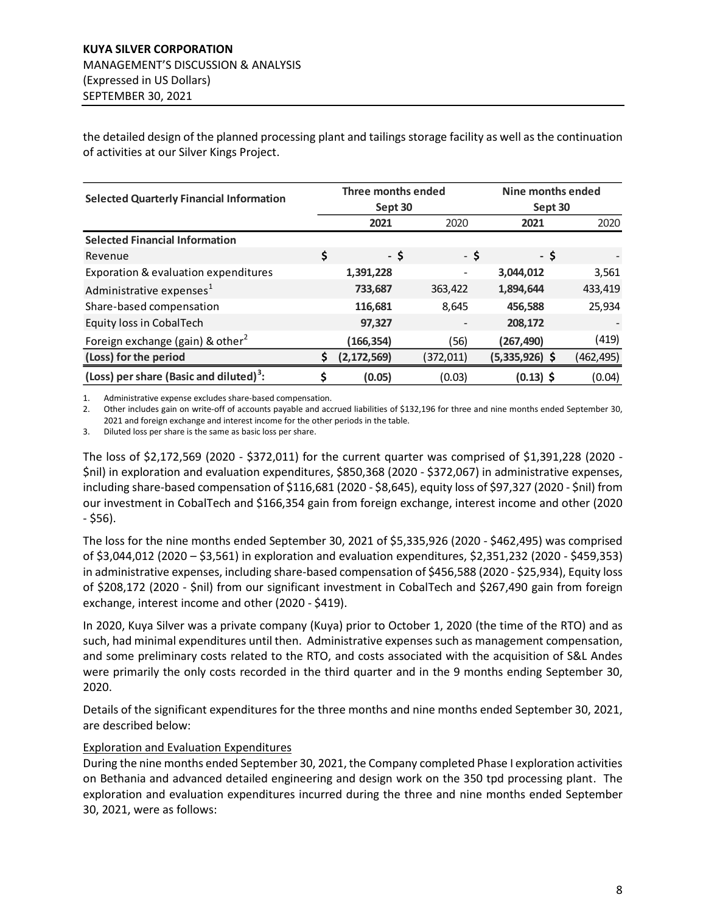the detailed design of the planned processing plant and tailings storage facility as well as the continuation of activities at our Silver Kings Project.

| Selected Quarterly Financial Information | Three months ended Sept 30 | | Nine months ended Sept 30 | |
|---|---|---|---|---|
| | **2021** | 2020 | **2021** | 2020 |
| **Selected Financial Information** | | | | |
| Revenue | $ - | $ - | $ - | $ - |
| Exporation & evaluation expenditures | **1,391,228** | - | **3,044,012** | 3,561 |
| Administrative expenses[1] | **733,687** | 363,422 | **1,894,644** | 433,419 |
| Share-based compensation | **116,681** | 8,645 | **456,588** | 25,934 |
| Equity loss in CobalTech | **97,327** | - | **208,172** | - |
| Foreign exchange (gain) & other[2] | **(166,354)** | (56) | **(267,490)** | (419) |
| **(Loss) for the period** | **$ (2,172,569)** | (372,011) | **(5,335,926)** | $ (462,495) |
| **(Loss) per share (Basic and diluted)[3]:** | **$ (0.05)** | (0.03) | **(0.13)** | $ (0.04) |

1. Administrative expense excludes share-based compensation.
2. Other includes gain on write-off of accounts payable and accrued liabilities of $132,196 for three and nine months ended September 30, 2021 and foreign exchange and interest income for the other periods in the table.
3. Diluted loss per share is the same as basic loss per share.

The loss of $2,172,569 (2020 - $372,011) for the current quarter was comprised of $1,391,228 (2020 - $nil) in exploration and evaluation expenditures, $850,368 (2020 - $372,067) in administrative expenses, including share-based compensation of $116,681 (2020 - $8,645), equity loss of $97,327 (2020 - $nil) from our investment in CobalTech and $166,354 gain from foreign exchange, interest income and other (2020 - $56).

The loss for the nine months ended September 30, 2021 of $5,335,926 (2020 - $462,495) was comprised of $3,044,012 (2020 – $3,561) in exploration and evaluation expenditures, $2,351,232 (2020 - $459,353) in administrative expenses, including share-based compensation of $456,588 (2020 - $25,934), Equity loss of $208,172 (2020 - $nil) from our significant investment in CobalTech and $267,490 gain from foreign exchange, interest income and other (2020 - $419).

In 2020, Kuya Silver was a private company (Kuya) prior to October 1, 2020 (the time of the RTO) and as such, had minimal expenditures until then. Administrative expenses such as management compensation, and some preliminary costs related to the RTO, and costs associated with the acquisition of S&L Andes were primarily the only costs recorded in the third quarter and in the 9 months ending September 30, 2020.

Details of the significant expenditures for the three months and nine months ended September 30, 2021, are described below:

Exploration and Evaluation Expenditures

During the nine months ended September 30, 2021, the Company completed Phase I exploration activities on Bethania and advanced detailed engineering and design work on the 350 tpd processing plant. The exploration and evaluation expenditures incurred during the three and nine months ended September 30, 2021, were as follows: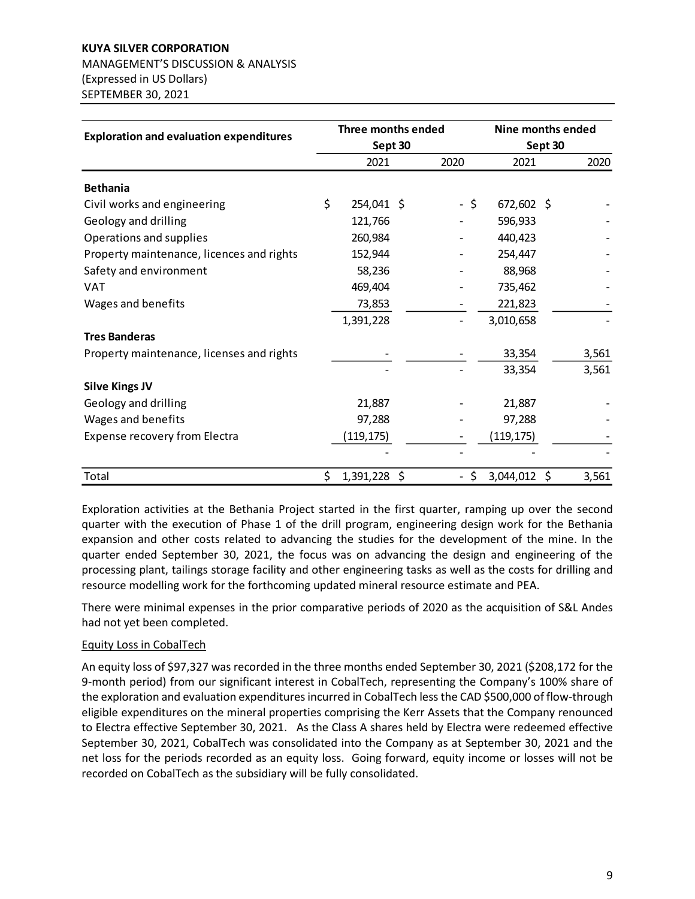| Exploration and evaluation expenditures | Three months ended Sept 30 | | Nine months ended Sept 30 | |
|---|---|---|---|---|
| | 2021 | 2020 | 2021 | 2020 |
| **Bethania** | | | | |
| Civil works and engineering | $ 254,041 | $ - | $ 672,602 | $ - |
| Geology and drilling | 121,766 | - | 596,933 | - |
| Operations and supplies | 260,984 | - | 440,423 | - |
| Property maintenance, licences and rights | 152,944 | - | 254,447 | - |
| Safety and environment | 58,236 | - | 88,968 | - |
| VAT | 469,404 | - | 735,462 | - |
| Wages and benefits | 73,853 | - | 221,823 | - |
| | 1,391,228 | - | 3,010,658 | - |
| **Tres Banderas** | | | | |
| Property maintenance, licenses and rights | - | - | 33,354 | 3,561 |
| | - | - | 33,354 | 3,561 |
| **Silve Kings JV** | | | | |
| Geology and drilling | 21,887 | - | 21,887 | - |
| Wages and benefits | 97,288 | - | 97,288 | - |
| Expense recovery from Electra | (119,175) | - | (119,175) | - |
| | - | - | - | - |
| Total | $ 1,391,228 | $ - | $ 3,044,012 | $ 3,561 |

Exploration activities at the Bethania Project started in the first quarter, ramping up over the second quarter with the execution of Phase 1 of the drill program, engineering design work for the Bethania expansion and other costs related to advancing the studies for the development of the mine. In the quarter ended September 30, 2021, the focus was on advancing the design and engineering of the processing plant, tailings storage facility and other engineering tasks as well as the costs for drilling and resource modelling work for the forthcoming updated mineral resource estimate and PEA.

There were minimal expenses in the prior comparative periods of 2020 as the acquisition of S&L Andes had not yet been completed.

Equity Loss in CobalTech

An equity loss of $97,327 was recorded in the three months ended September 30, 2021 ($208,172 for the 9-month period) from our significant interest in CobalTech, representing the Company's 100% share of the exploration and evaluation expenditures incurred in CobalTech less the CAD $500,000 of flow-through eligible expenditures on the mineral properties comprising the Kerr Assets that the Company renounced to Electra effective September 30, 2021. As the Class A shares held by Electra were redeemed effective September 30, 2021, CobalTech was consolidated into the Company as at September 30, 2021 and the net loss for the periods recorded as an equity loss. Going forward, equity income or losses will not be recorded on CobalTech as the subsidiary will be fully consolidated.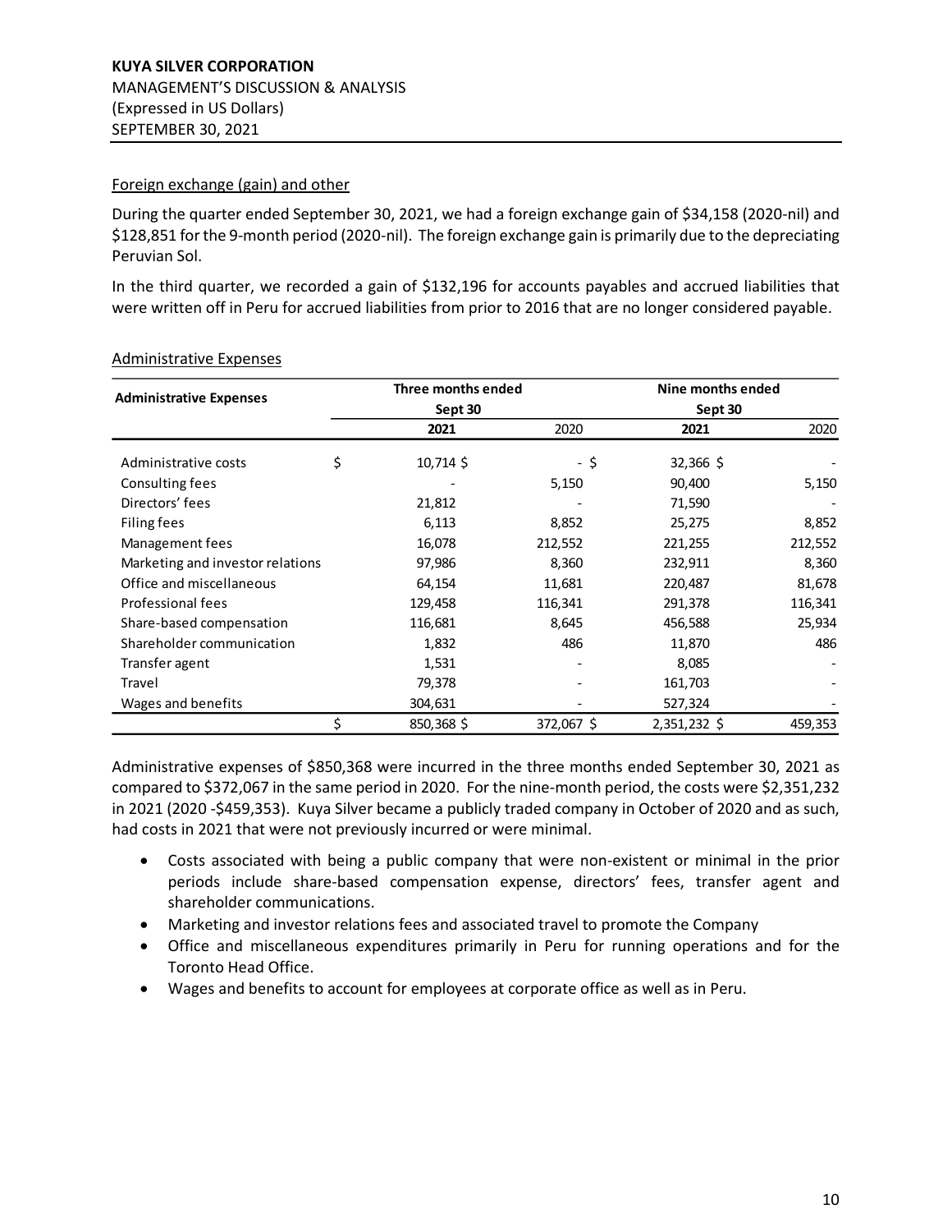### Foreign exchange (gain) and other

During the quarter ended September 30, 2021, we had a foreign exchange gain of $34,158 (2020-nil) and $128,851 for the 9-month period (2020-nil). The foreign exchange gain is primarily due to the depreciating Peruvian Sol.

In the third quarter, we recorded a gain of $132,196 for accounts payables and accrued liabilities that were written off in Peru for accrued liabilities from prior to 2016 that are no longer considered payable.

### Administrative Expenses

| Administrative Expenses | Three months ended Sept 30 | | Nine months ended Sept 30 | |
|---|---|---|---|---|
| | **2021** | 2020 | **2021** | 2020 |
| Administrative costs | $ 10,714 | $ - | $ 32,366 | $ - |
| Consulting fees | - | 5,150 | 90,400 | 5,150 |
| Directors' fees | 21,812 | - | 71,590 | - |
| Filing fees | 6,113 | 8,852 | 25,275 | 8,852 |
| Management fees | 16,078 | 212,552 | 221,255 | 212,552 |
| Marketing and investor relations | 97,986 | 8,360 | 232,911 | 8,360 |
| Office and miscellaneous | 64,154 | 11,681 | 220,487 | 81,678 |
| Professional fees | 129,458 | 116,341 | 291,378 | 116,341 |
| Share-based compensation | 116,681 | 8,645 | 456,588 | 25,934 |
| Shareholder communication | 1,832 | 486 | 11,870 | 486 |
| Transfer agent | 1,531 | - | 8,085 | - |
| Travel | 79,378 | - | 161,703 | - |
| Wages and benefits | 304,631 | - | 527,324 | - |
| | $ 850,368 | $ 372,067 | $ 2,351,232 | $ 459,353 |

Administrative expenses of $850,368 were incurred in the three months ended September 30, 2021 as compared to $372,067 in the same period in 2020. For the nine-month period, the costs were $2,351,232 in 2021 (2020 -$459,353). Kuya Silver became a publicly traded company in October of 2020 and as such, had costs in 2021 that were not previously incurred or were minimal.

- Costs associated with being a public company that were non-existent or minimal in the prior periods include share-based compensation expense, directors' fees, transfer agent and shareholder communications.
- Marketing and investor relations fees and associated travel to promote the Company
- Office and miscellaneous expenditures primarily in Peru for running operations and for the Toronto Head Office.
- Wages and benefits to account for employees at corporate office as well as in Peru.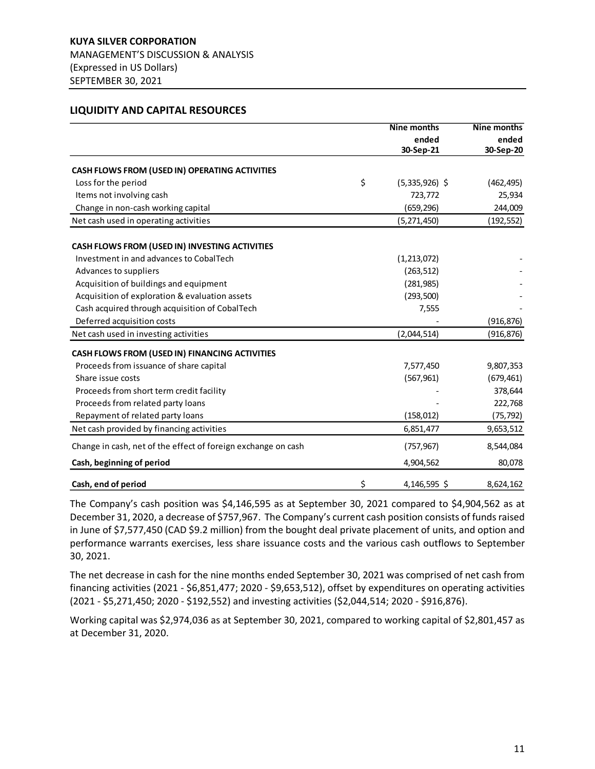## LIQUIDITY AND CAPITAL RESOURCES

| | Nine months ended 30-Sep-21 | Nine months ended 30-Sep-20 |
|---|---|---|
| **CASH FLOWS FROM (USED IN) OPERATING ACTIVITIES** | | |
| Loss for the period | $ (5,335,926) | $ (462,495) |
| Items not involving cash | 723,772 | 25,934 |
| Change in non-cash working capital | (659,296) | 244,009 |
| Net cash used in operating activities | (5,271,450) | (192,552) |
| **CASH FLOWS FROM (USED IN) INVESTING ACTIVITIES** | | |
| Investment in and advances to CobalTech | (1,213,072) | - |
| Advances to suppliers | (263,512) | - |
| Acquisition of buildings and equipment | (281,985) | - |
| Acquisition of exploration & evaluation assets | (293,500) | - |
| Cash acquired through acquisition of CobalTech | 7,555 | - |
| Deferred acquisition costs | - | (916,876) |
| Net cash used in investing activities | (2,044,514) | (916,876) |
| **CASH FLOWS FROM (USED IN) FINANCING ACTIVITIES** | | |
| Proceeds from issuance of share capital | 7,577,450 | 9,807,353 |
| Share issue costs | (567,961) | (679,461) |
| Proceeds from short term credit facility | - | 378,644 |
| Proceeds from related party loans | - | 222,768 |
| Repayment of related party loans | (158,012) | (75,792) |
| Net cash provided by financing activities | 6,851,477 | 9,653,512 |
| Change in cash, net of the effect of foreign exchange on cash | (757,967) | 8,544,084 |
| **Cash, beginning of period** | 4,904,562 | 80,078 |
| **Cash, end of period** | $ 4,146,595 | $ 8,624,162 |

The Company's cash position was $4,146,595 as at September 30, 2021 compared to $4,904,562 as at December 31, 2020, a decrease of $757,967. The Company's current cash position consists of funds raised in June of $7,577,450 (CAD $9.2 million) from the bought deal private placement of units, and option and performance warrants exercises, less share issuance costs and the various cash outflows to September 30, 2021.

The net decrease in cash for the nine months ended September 30, 2021 was comprised of net cash from financing activities (2021 - $6,851,477; 2020 - $9,653,512), offset by expenditures on operating activities (2021 - $5,271,450; 2020 - $192,552) and investing activities ($2,044,514; 2020 - $916,876).

Working capital was $2,974,036 as at September 30, 2021, compared to working capital of $2,801,457 as at December 31, 2020.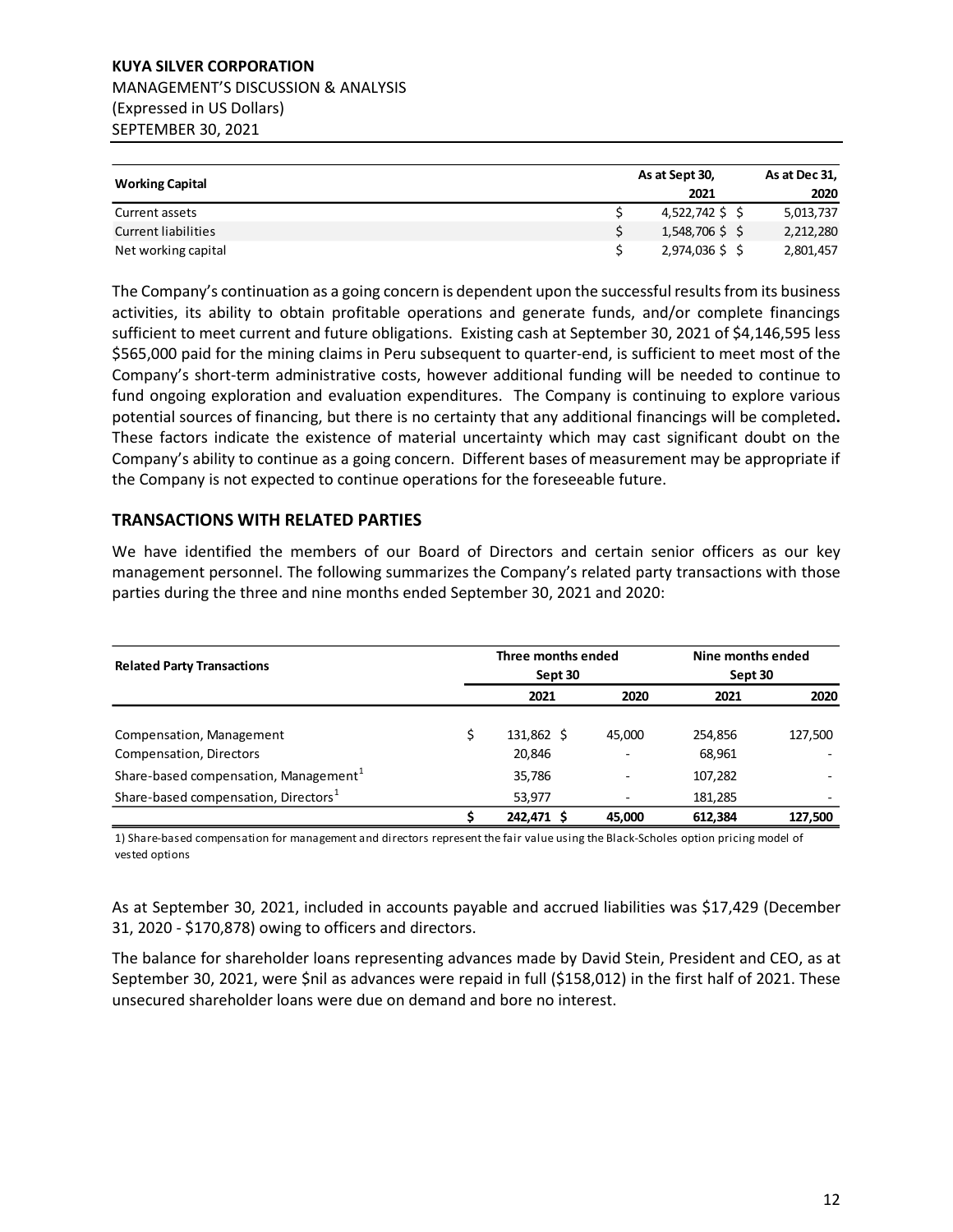| Working Capital | As at Sept 30, 2021 | As at Dec 31, 2020 |
|---|---|---|
| Current assets | $ 4,522,742 | $ 5,013,737 |
| Current liabilities | $ 1,548,706 | $ 2,212,280 |
| Net working capital | $ 2,974,036 | $ 2,801,457 |

The Company's continuation as a going concern is dependent upon the successful results from its business activities, its ability to obtain profitable operations and generate funds, and/or complete financings sufficient to meet current and future obligations. Existing cash at September 30, 2021 of $4,146,595 less $565,000 paid for the mining claims in Peru subsequent to quarter-end, is sufficient to meet most of the Company's short-term administrative costs, however additional funding will be needed to continue to fund ongoing exploration and evaluation expenditures. The Company is continuing to explore various potential sources of financing, but there is no certainty that any additional financings will be completed**.** These factors indicate the existence of material uncertainty which may cast significant doubt on the Company's ability to continue as a going concern. Different bases of measurement may be appropriate if the Company is not expected to continue operations for the foreseeable future.

## TRANSACTIONS WITH RELATED PARTIES

We have identified the members of our Board of Directors and certain senior officers as our key management personnel. The following summarizes the Company's related party transactions with those parties during the three and nine months ended September 30, 2021 and 2020:

| Related Party Transactions | Three months ended Sept 30 | | Nine months ended Sept 30 | |
|---|---|---|---|---|
| | 2021 | 2020 | 2021 | 2020 |
| Compensation, Management | $ 131,862 | $ 45,000 | 254,856 | 127,500 |
| Compensation, Directors | 20,846 | - | 68,961 | - |
| Share-based compensation, Management[1] | 35,786 | - | 107,282 | - |
| Share-based compensation, Directors[1] | 53,977 | - | 181,285 | - |
| | **$ 242,471** | **$ 45,000** | **612,384** | **127,500** |

1) Share-based compensation for management and directors represent the fair value using the Black-Scholes option pricing model of vested options

As at September 30, 2021, included in accounts payable and accrued liabilities was $17,429 (December 31, 2020 - $170,878) owing to officers and directors.

The balance for shareholder loans representing advances made by David Stein, President and CEO, as at September 30, 2021, were $nil as advances were repaid in full ($158,012) in the first half of 2021. These unsecured shareholder loans were due on demand and bore no interest.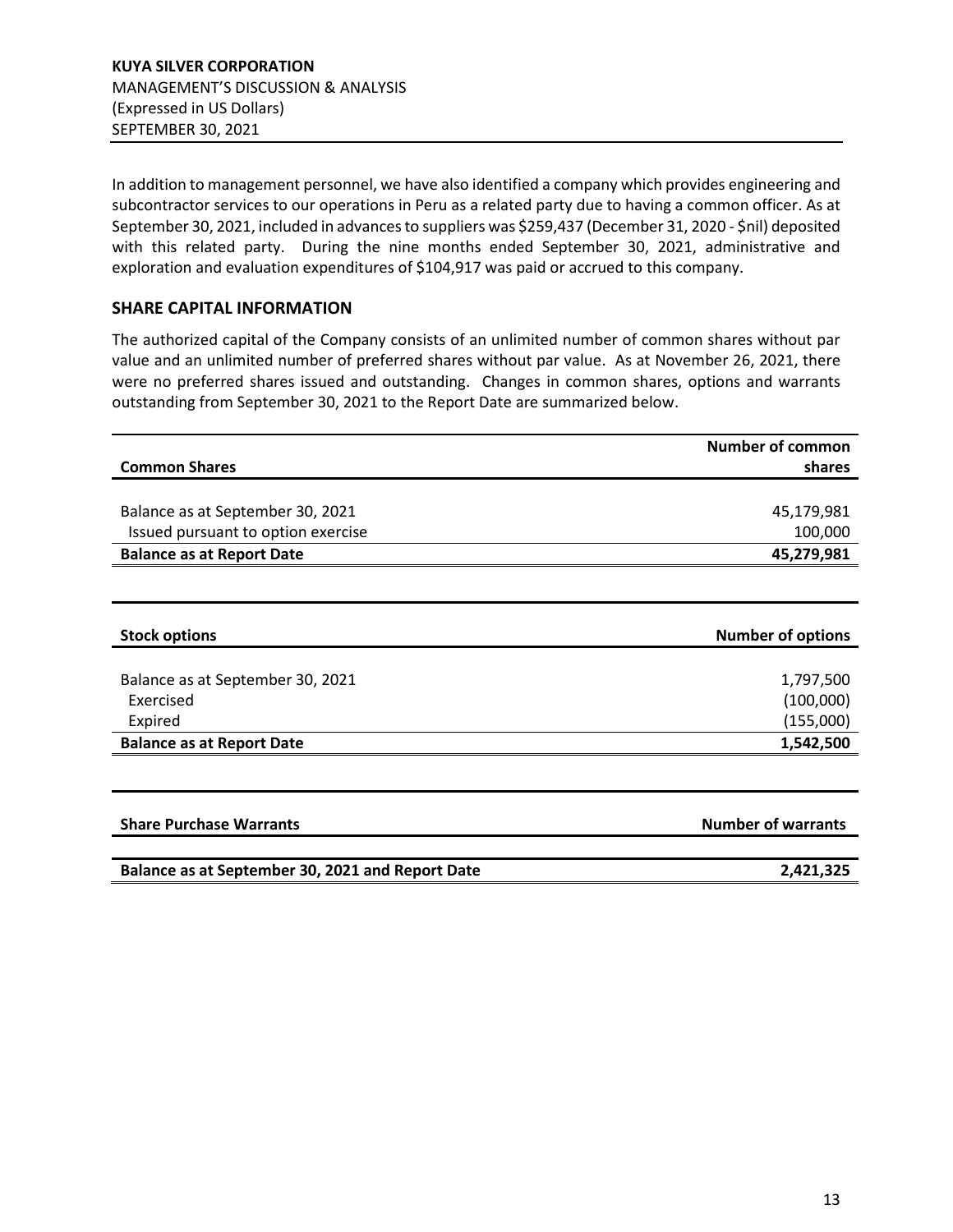In addition to management personnel, we have also identified a company which provides engineering and subcontractor services to our operations in Peru as a related party due to having a common officer. As at September 30, 2021, included in advances to suppliers was $259,437 (December 31, 2020 - $nil) deposited with this related party. During the nine months ended September 30, 2021, administrative and exploration and evaluation expenditures of $104,917 was paid or accrued to this company.

## SHARE CAPITAL INFORMATION

The authorized capital of the Company consists of an unlimited number of common shares without par value and an unlimited number of preferred shares without par value. As at November 26, 2021, there were no preferred shares issued and outstanding. Changes in common shares, options and warrants outstanding from September 30, 2021 to the Report Date are summarized below.

| **Common Shares** | **Number of common shares** |
|---|---|
| Balance as at September 30, 2021 | 45,179,981 |
| Issued pursuant to option exercise | 100,000 |
| **Balance as at Report Date** | **45,279,981** |

| **Stock options** | **Number of options** |
|---|---|
| Balance as at September 30, 2021 | 1,797,500 |
| Exercised | (100,000) |
| Expired | (155,000) |
| **Balance as at Report Date** | **1,542,500** |

| **Share Purchase Warrants** | **Number of warrants** |
|---|---|
| **Balance as at September 30, 2021 and Report Date** | **2,421,325** |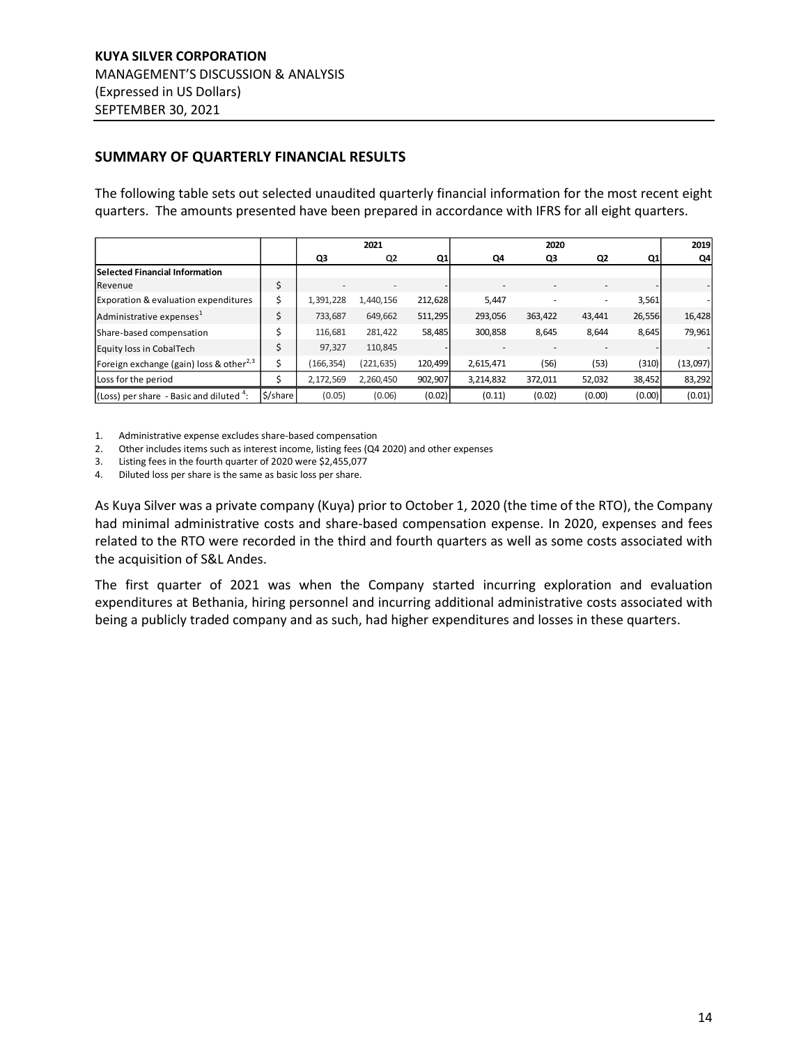**KUYA SILVER CORPORATION**
MANAGEMENT'S DISCUSSION & ANALYSIS
(Expressed in US Dollars)
SEPTEMBER 30, 2021

## SUMMARY OF QUARTERLY FINANCIAL RESULTS

The following table sets out selected unaudited quarterly financial information for the most recent eight quarters. The amounts presented have been prepared in accordance with IFRS for all eight quarters.

| | | 2021 | | | 2020 | | | | 2019 |
|---|---|---|---|---|---|---|---|---|---|
| | | Q3 | Q2 | Q1 | Q4 | Q3 | Q2 | Q1 | Q4 |
| **Selected Financial Information** | | | | | | | | | |
| Revenue | $ | - | - | - | - | - | - | - | - |
| Exporation & evaluation expenditures | $ | 1,391,228 | 1,440,156 | 212,628 | 5,447 | - | - | 3,561 | - |
| Administrative expenses[1] | $ | 733,687 | 649,662 | 511,295 | 293,056 | 363,422 | 43,441 | 26,556 | 16,428 |
| Share-based compensation | $ | 116,681 | 281,422 | 58,485 | 300,858 | 8,645 | 8,644 | 8,645 | 79,961 |
| Equity loss in CobalTech | $ | 97,327 | 110,845 | - | - | - | - | - | - |
| Foreign exchange (gain) loss & other[2,3] | $ | (166,354) | (221,635) | 120,499 | 2,615,471 | (56) | (53) | (310) | (13,097) |
| Loss for the period | $ | 2,172,569 | 2,260,450 | 902,907 | 3,214,832 | 372,011 | 52,032 | 38,452 | 83,292 |
| (Loss) per share - Basic and diluted [4]: | $/share | (0.05) | (0.06) | (0.02) | (0.11) | (0.02) | (0.00) | (0.00) | (0.01) |

1. Administrative expense excludes share-based compensation
2. Other includes items such as interest income, listing fees (Q4 2020) and other expenses
3. Listing fees in the fourth quarter of 2020 were $2,455,077
4. Diluted loss per share is the same as basic loss per share.

As Kuya Silver was a private company (Kuya) prior to October 1, 2020 (the time of the RTO), the Company had minimal administrative costs and share-based compensation expense. In 2020, expenses and fees related to the RTO were recorded in the third and fourth quarters as well as some costs associated with the acquisition of S&L Andes.

The first quarter of 2021 was when the Company started incurring exploration and evaluation expenditures at Bethania, hiring personnel and incurring additional administrative costs associated with being a publicly traded company and as such, had higher expenditures and losses in these quarters.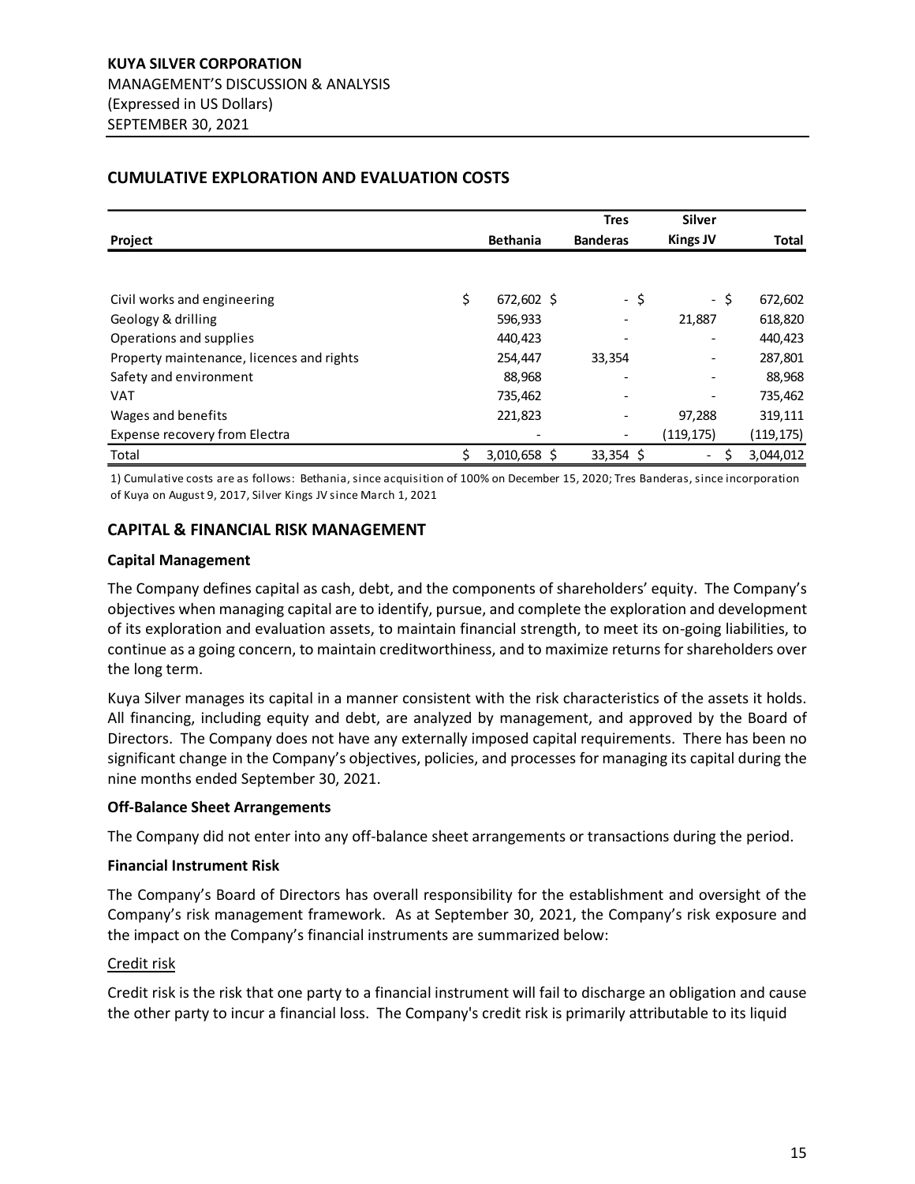## CUMULATIVE EXPLORATION AND EVALUATION COSTS

| Project | Bethania | Tres Banderas | Silver Kings JV | Total |
|---|---|---|---|---|
| Civil works and engineering | $ 672,602 | $ - | $ - | $ 672,602 |
| Geology & drilling | 596,933 | - | 21,887 | 618,820 |
| Operations and supplies | 440,423 | - | - | 440,423 |
| Property maintenance, licences and rights | 254,447 | 33,354 | - | 287,801 |
| Safety and environment | 88,968 | - | - | 88,968 |
| VAT | 735,462 | - | - | 735,462 |
| Wages and benefits | 221,823 | - | 97,288 | 319,111 |
| Expense recovery from Electra | - | - | (119,175) | (119,175) |
| Total | $ 3,010,658 | $ 33,354 | $ - | $ 3,044,012 |

1) Cumulative costs are as follows: Bethania, since acquisition of 100% on December 15, 2020; Tres Banderas, since incorporation of Kuya on August 9, 2017, Silver Kings JV since March 1, 2021

## CAPITAL & FINANCIAL RISK MANAGEMENT

### Capital Management

The Company defines capital as cash, debt, and the components of shareholders' equity. The Company's objectives when managing capital are to identify, pursue, and complete the exploration and development of its exploration and evaluation assets, to maintain financial strength, to meet its on-going liabilities, to continue as a going concern, to maintain creditworthiness, and to maximize returns for shareholders over the long term.

Kuya Silver manages its capital in a manner consistent with the risk characteristics of the assets it holds. All financing, including equity and debt, are analyzed by management, and approved by the Board of Directors. The Company does not have any externally imposed capital requirements. There has been no significant change in the Company's objectives, policies, and processes for managing its capital during the nine months ended September 30, 2021.

### Off-Balance Sheet Arrangements

The Company did not enter into any off-balance sheet arrangements or transactions during the period.

### Financial Instrument Risk

The Company's Board of Directors has overall responsibility for the establishment and oversight of the Company's risk management framework. As at September 30, 2021, the Company's risk exposure and the impact on the Company's financial instruments are summarized below:

Credit risk

Credit risk is the risk that one party to a financial instrument will fail to discharge an obligation and cause the other party to incur a financial loss. The Company's credit risk is primarily attributable to its liquid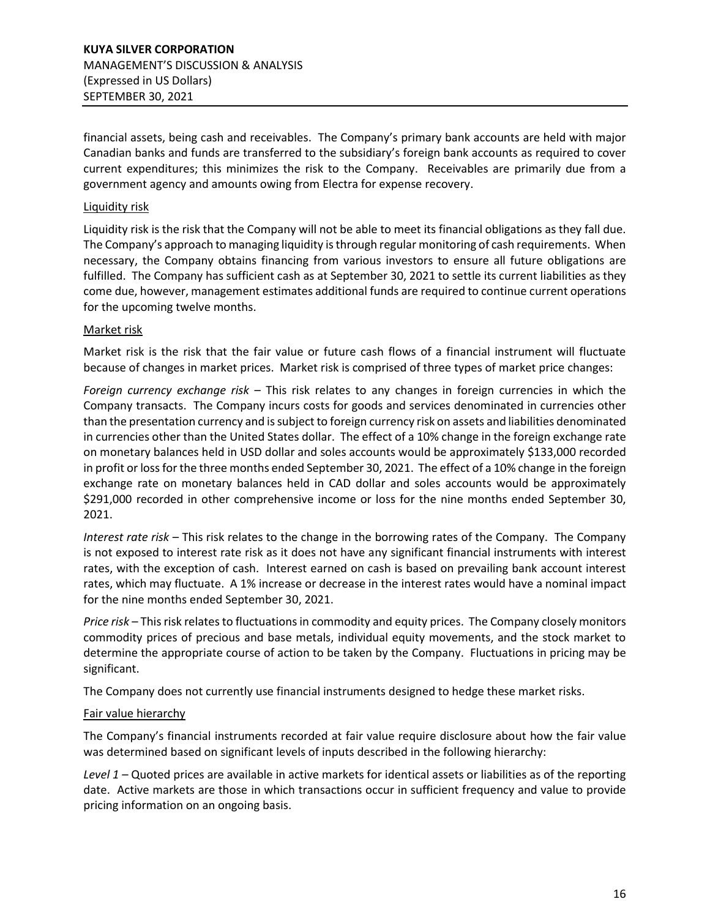financial assets, being cash and receivables. The Company's primary bank accounts are held with major Canadian banks and funds are transferred to the subsidiary's foreign bank accounts as required to cover current expenditures; this minimizes the risk to the Company. Receivables are primarily due from a government agency and amounts owing from Electra for expense recovery.

<u>Liquidity risk</u>

Liquidity risk is the risk that the Company will not be able to meet its financial obligations as they fall due. The Company's approach to managing liquidity is through regular monitoring of cash requirements. When necessary, the Company obtains financing from various investors to ensure all future obligations are fulfilled. The Company has sufficient cash as at September 30, 2021 to settle its current liabilities as they come due, however, management estimates additional funds are required to continue current operations for the upcoming twelve months.

<u>Market risk</u>

Market risk is the risk that the fair value or future cash flows of a financial instrument will fluctuate because of changes in market prices. Market risk is comprised of three types of market price changes:

*Foreign currency exchange risk* – This risk relates to any changes in foreign currencies in which the Company transacts. The Company incurs costs for goods and services denominated in currencies other than the presentation currency and is subject to foreign currency risk on assets and liabilities denominated in currencies other than the United States dollar. The effect of a 10% change in the foreign exchange rate on monetary balances held in USD dollar and soles accounts would be approximately $133,000 recorded in profit or loss for the three months ended September 30, 2021. The effect of a 10% change in the foreign exchange rate on monetary balances held in CAD dollar and soles accounts would be approximately $291,000 recorded in other comprehensive income or loss for the nine months ended September 30, 2021.

*Interest rate risk* – This risk relates to the change in the borrowing rates of the Company. The Company is not exposed to interest rate risk as it does not have any significant financial instruments with interest rates, with the exception of cash. Interest earned on cash is based on prevailing bank account interest rates, which may fluctuate. A 1% increase or decrease in the interest rates would have a nominal impact for the nine months ended September 30, 2021.

*Price risk* – This risk relates to fluctuations in commodity and equity prices. The Company closely monitors commodity prices of precious and base metals, individual equity movements, and the stock market to determine the appropriate course of action to be taken by the Company. Fluctuations in pricing may be significant.

The Company does not currently use financial instruments designed to hedge these market risks.

<u>Fair value hierarchy</u>

The Company's financial instruments recorded at fair value require disclosure about how the fair value was determined based on significant levels of inputs described in the following hierarchy:

*Level 1* – Quoted prices are available in active markets for identical assets or liabilities as of the reporting date. Active markets are those in which transactions occur in sufficient frequency and value to provide pricing information on an ongoing basis.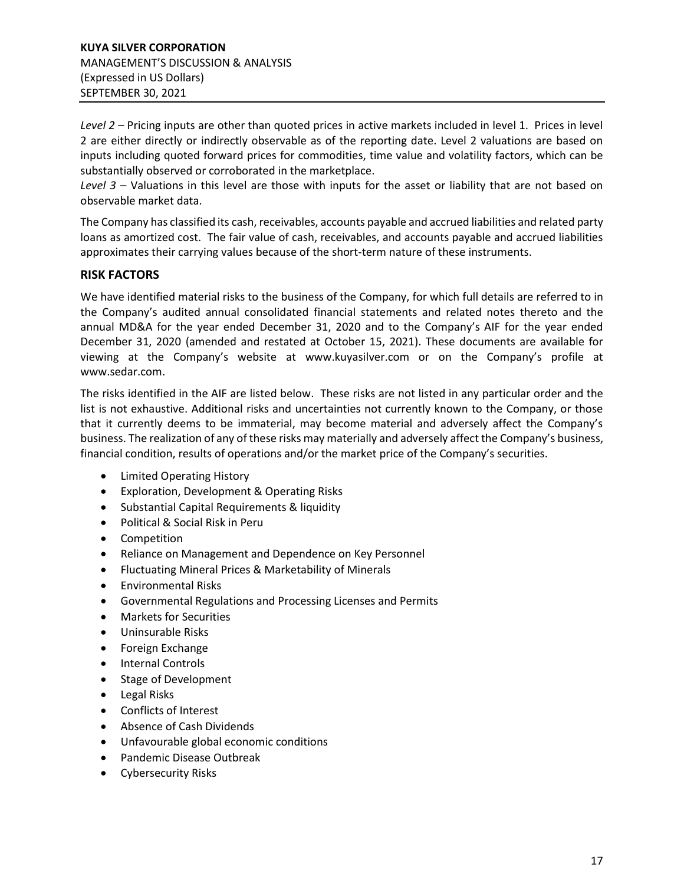*Level 2* – Pricing inputs are other than quoted prices in active markets included in level 1. Prices in level 2 are either directly or indirectly observable as of the reporting date. Level 2 valuations are based on inputs including quoted forward prices for commodities, time value and volatility factors, which can be substantially observed or corroborated in the marketplace.

*Level 3* – Valuations in this level are those with inputs for the asset or liability that are not based on observable market data.

The Company has classified its cash, receivables, accounts payable and accrued liabilities and related party loans as amortized cost. The fair value of cash, receivables, and accounts payable and accrued liabilities approximates their carrying values because of the short-term nature of these instruments.

## RISK FACTORS

We have identified material risks to the business of the Company, for which full details are referred to in the Company's audited annual consolidated financial statements and related notes thereto and the annual MD&A for the year ended December 31, 2020 and to the Company's AIF for the year ended December 31, 2020 (amended and restated at October 15, 2021). These documents are available for viewing at the Company's website at www.kuyasilver.com or on the Company's profile at www.sedar.com.

The risks identified in the AIF are listed below. These risks are not listed in any particular order and the list is not exhaustive. Additional risks and uncertainties not currently known to the Company, or those that it currently deems to be immaterial, may become material and adversely affect the Company's business. The realization of any of these risks may materially and adversely affect the Company's business, financial condition, results of operations and/or the market price of the Company's securities.

- Limited Operating History
- Exploration, Development & Operating Risks
- Substantial Capital Requirements & liquidity
- Political & Social Risk in Peru
- Competition
- Reliance on Management and Dependence on Key Personnel
- Fluctuating Mineral Prices & Marketability of Minerals
- Environmental Risks
- Governmental Regulations and Processing Licenses and Permits
- Markets for Securities
- Uninsurable Risks
- Foreign Exchange
- Internal Controls
- Stage of Development
- Legal Risks
- Conflicts of Interest
- Absence of Cash Dividends
- Unfavourable global economic conditions
- Pandemic Disease Outbreak
- Cybersecurity Risks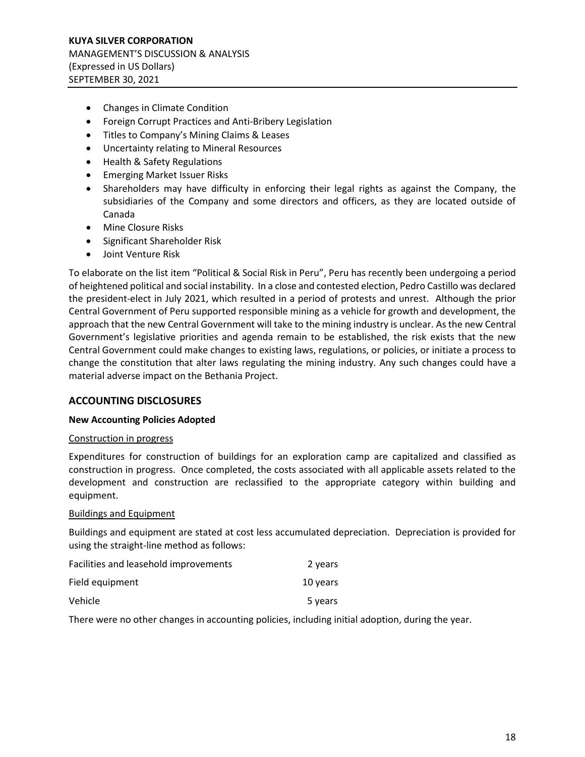- Changes in Climate Condition
- Foreign Corrupt Practices and Anti-Bribery Legislation
- Titles to Company's Mining Claims & Leases
- Uncertainty relating to Mineral Resources
- Health & Safety Regulations
- Emerging Market Issuer Risks
- Shareholders may have difficulty in enforcing their legal rights as against the Company, the subsidiaries of the Company and some directors and officers, as they are located outside of Canada
- Mine Closure Risks
- Significant Shareholder Risk
- Joint Venture Risk

To elaborate on the list item "Political & Social Risk in Peru", Peru has recently been undergoing a period of heightened political and social instability. In a close and contested election, Pedro Castillo was declared the president-elect in July 2021, which resulted in a period of protests and unrest. Although the prior Central Government of Peru supported responsible mining as a vehicle for growth and development, the approach that the new Central Government will take to the mining industry is unclear. As the new Central Government's legislative priorities and agenda remain to be established, the risk exists that the new Central Government could make changes to existing laws, regulations, or policies, or initiate a process to change the constitution that alter laws regulating the mining industry. Any such changes could have a material adverse impact on the Bethania Project.

## ACCOUNTING DISCLOSURES

**New Accounting Policies Adopted**

Construction in progress

Expenditures for construction of buildings for an exploration camp are capitalized and classified as construction in progress. Once completed, the costs associated with all applicable assets related to the development and construction are reclassified to the appropriate category within building and equipment.

Buildings and Equipment

Buildings and equipment are stated at cost less accumulated depreciation. Depreciation is provided for using the straight-line method as follows:

| | |
|---|---|
| Facilities and leasehold improvements | 2 years |
| Field equipment | 10 years |
| Vehicle | 5 years |

There were no other changes in accounting policies, including initial adoption, during the year.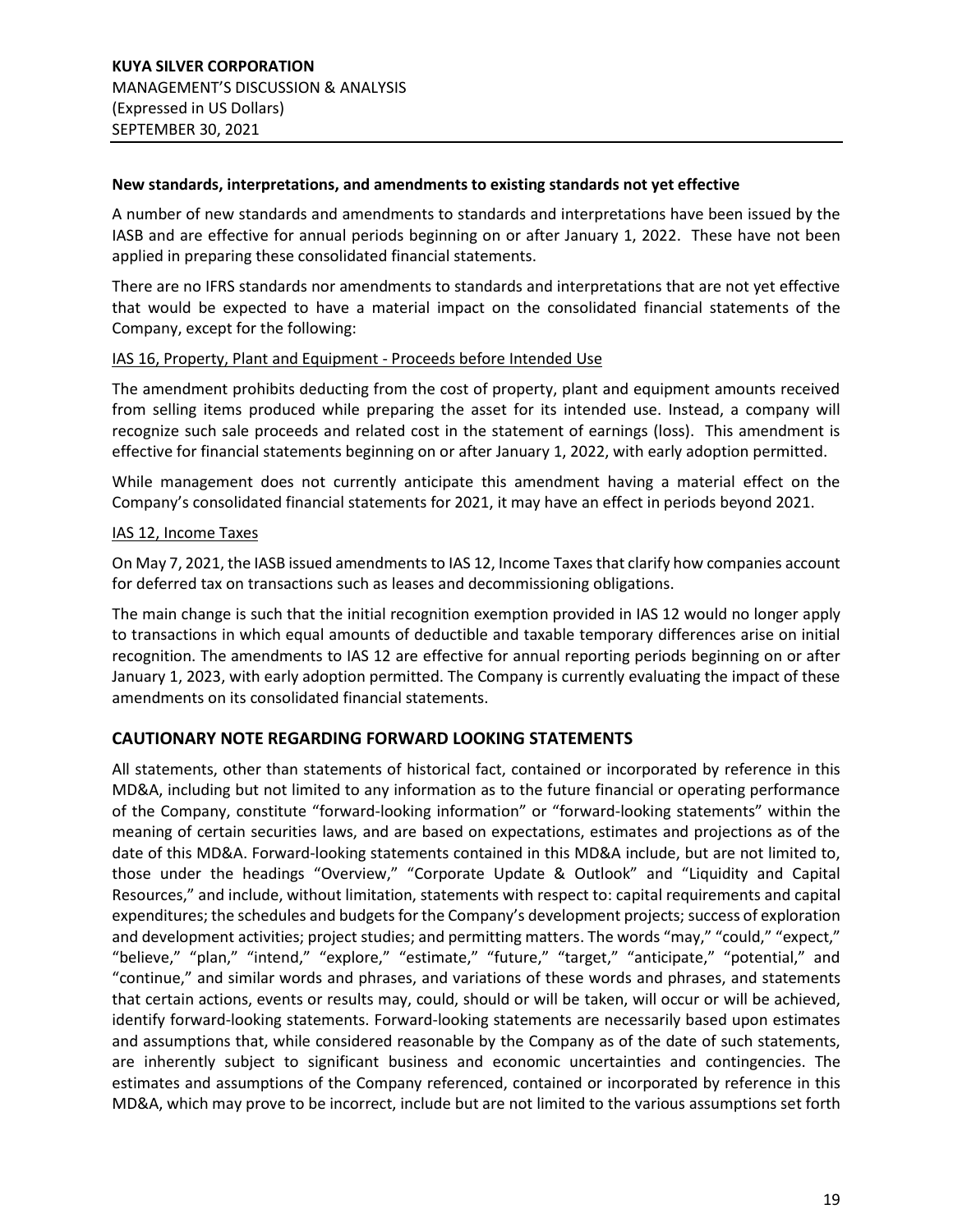**New standards, interpretations, and amendments to existing standards not yet effective**

A number of new standards and amendments to standards and interpretations have been issued by the IASB and are effective for annual periods beginning on or after January 1, 2022. These have not been applied in preparing these consolidated financial statements.

There are no IFRS standards nor amendments to standards and interpretations that are not yet effective that would be expected to have a material impact on the consolidated financial statements of the Company, except for the following:

IAS 16, Property, Plant and Equipment - Proceeds before Intended Use

The amendment prohibits deducting from the cost of property, plant and equipment amounts received from selling items produced while preparing the asset for its intended use. Instead, a company will recognize such sale proceeds and related cost in the statement of earnings (loss). This amendment is effective for financial statements beginning on or after January 1, 2022, with early adoption permitted.

While management does not currently anticipate this amendment having a material effect on the Company's consolidated financial statements for 2021, it may have an effect in periods beyond 2021.

IAS 12, Income Taxes

On May 7, 2021, the IASB issued amendments to IAS 12, Income Taxes that clarify how companies account for deferred tax on transactions such as leases and decommissioning obligations.

The main change is such that the initial recognition exemption provided in IAS 12 would no longer apply to transactions in which equal amounts of deductible and taxable temporary differences arise on initial recognition. The amendments to IAS 12 are effective for annual reporting periods beginning on or after January 1, 2023, with early adoption permitted. The Company is currently evaluating the impact of these amendments on its consolidated financial statements.

## CAUTIONARY NOTE REGARDING FORWARD LOOKING STATEMENTS

All statements, other than statements of historical fact, contained or incorporated by reference in this MD&A, including but not limited to any information as to the future financial or operating performance of the Company, constitute "forward-looking information" or "forward-looking statements" within the meaning of certain securities laws, and are based on expectations, estimates and projections as of the date of this MD&A. Forward-looking statements contained in this MD&A include, but are not limited to, those under the headings "Overview," "Corporate Update & Outlook" and "Liquidity and Capital Resources," and include, without limitation, statements with respect to: capital requirements and capital expenditures; the schedules and budgets for the Company's development projects; success of exploration and development activities; project studies; and permitting matters. The words "may," "could," "expect," "believe," "plan," "intend," "explore," "estimate," "future," "target," "anticipate," "potential," and "continue," and similar words and phrases, and variations of these words and phrases, and statements that certain actions, events or results may, could, should or will be taken, will occur or will be achieved, identify forward-looking statements. Forward-looking statements are necessarily based upon estimates and assumptions that, while considered reasonable by the Company as of the date of such statements, are inherently subject to significant business and economic uncertainties and contingencies. The estimates and assumptions of the Company referenced, contained or incorporated by reference in this MD&A, which may prove to be incorrect, include but are not limited to the various assumptions set forth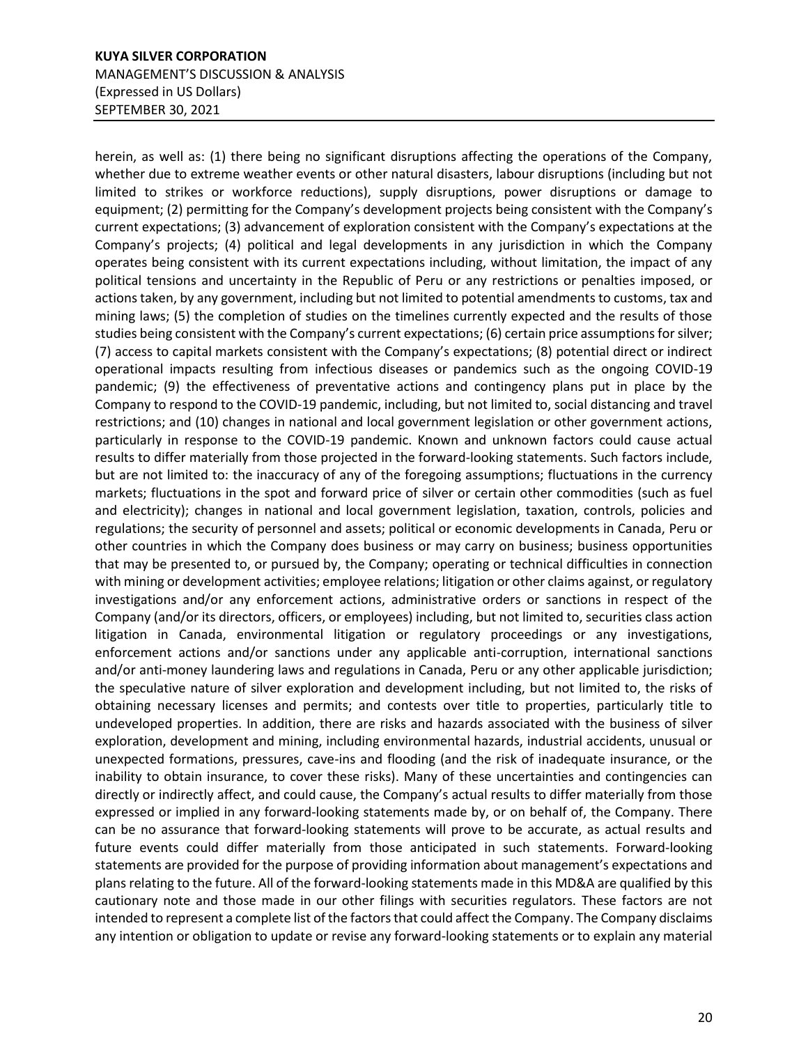herein, as well as: (1) there being no significant disruptions affecting the operations of the Company, whether due to extreme weather events or other natural disasters, labour disruptions (including but not limited to strikes or workforce reductions), supply disruptions, power disruptions or damage to equipment; (2) permitting for the Company's development projects being consistent with the Company's current expectations; (3) advancement of exploration consistent with the Company's expectations at the Company's projects; (4) political and legal developments in any jurisdiction in which the Company operates being consistent with its current expectations including, without limitation, the impact of any political tensions and uncertainty in the Republic of Peru or any restrictions or penalties imposed, or actions taken, by any government, including but not limited to potential amendments to customs, tax and mining laws; (5) the completion of studies on the timelines currently expected and the results of those studies being consistent with the Company's current expectations; (6) certain price assumptions for silver; (7) access to capital markets consistent with the Company's expectations; (8) potential direct or indirect operational impacts resulting from infectious diseases or pandemics such as the ongoing COVID-19 pandemic; (9) the effectiveness of preventative actions and contingency plans put in place by the Company to respond to the COVID-19 pandemic, including, but not limited to, social distancing and travel restrictions; and (10) changes in national and local government legislation or other government actions, particularly in response to the COVID-19 pandemic. Known and unknown factors could cause actual results to differ materially from those projected in the forward-looking statements. Such factors include, but are not limited to: the inaccuracy of any of the foregoing assumptions; fluctuations in the currency markets; fluctuations in the spot and forward price of silver or certain other commodities (such as fuel and electricity); changes in national and local government legislation, taxation, controls, policies and regulations; the security of personnel and assets; political or economic developments in Canada, Peru or other countries in which the Company does business or may carry on business; business opportunities that may be presented to, or pursued by, the Company; operating or technical difficulties in connection with mining or development activities; employee relations; litigation or other claims against, or regulatory investigations and/or any enforcement actions, administrative orders or sanctions in respect of the Company (and/or its directors, officers, or employees) including, but not limited to, securities class action litigation in Canada, environmental litigation or regulatory proceedings or any investigations, enforcement actions and/or sanctions under any applicable anti-corruption, international sanctions and/or anti-money laundering laws and regulations in Canada, Peru or any other applicable jurisdiction; the speculative nature of silver exploration and development including, but not limited to, the risks of obtaining necessary licenses and permits; and contests over title to properties, particularly title to undeveloped properties. In addition, there are risks and hazards associated with the business of silver exploration, development and mining, including environmental hazards, industrial accidents, unusual or unexpected formations, pressures, cave-ins and flooding (and the risk of inadequate insurance, or the inability to obtain insurance, to cover these risks). Many of these uncertainties and contingencies can directly or indirectly affect, and could cause, the Company's actual results to differ materially from those expressed or implied in any forward-looking statements made by, or on behalf of, the Company. There can be no assurance that forward-looking statements will prove to be accurate, as actual results and future events could differ materially from those anticipated in such statements. Forward-looking statements are provided for the purpose of providing information about management's expectations and plans relating to the future. All of the forward-looking statements made in this MD&A are qualified by this cautionary note and those made in our other filings with securities regulators. These factors are not intended to represent a complete list of the factors that could affect the Company. The Company disclaims any intention or obligation to update or revise any forward-looking statements or to explain any material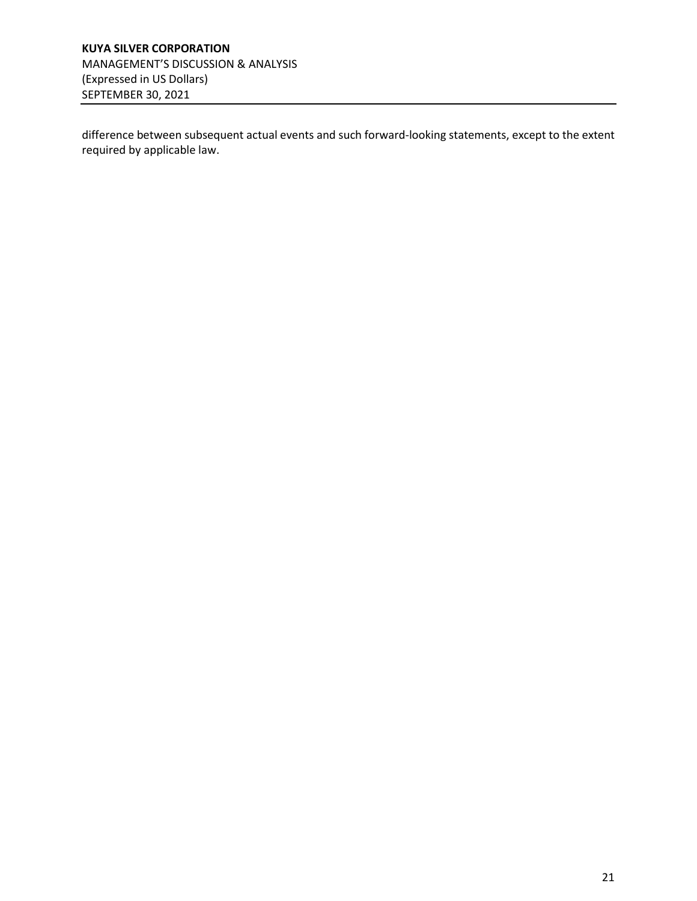difference between subsequent actual events and such forward-looking statements, except to the extent required by applicable law.